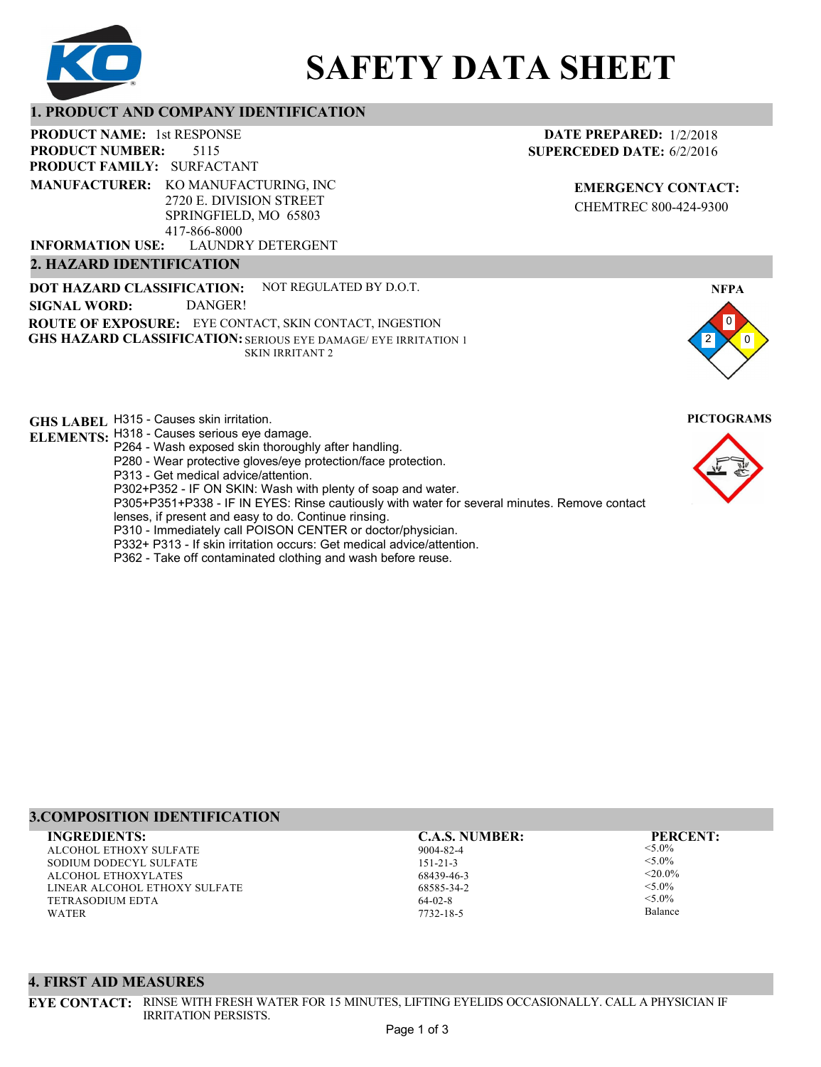# SAFETY DATA SHEET

## 1. PRODUCT AND COMPANY IDENTIFICATION

**PRODUCT NAME:** 1st RESPONSE
**PRODUCT NUMBER:** 5115
**PRODUCT FAMILY:** SURFACTANT
**MANUFACTURER:** KO MANUFACTURING, INC
2720 E. DIVISION STREET
SPRINGFIELD, MO 65803
417-866-8000
**INFORMATION USE:** LAUNDRY DETERGENT

**DATE PREPARED:** 1/2/2018
**SUPERCEDED DATE:** 6/2/2016

**EMERGENCY CONTACT:**
CHEMTREC 800-424-9300

## 2. HAZARD IDENTIFICATION

**DOT HAZARD CLASSIFICATION:** NOT REGULATED BY D.O.T.
**SIGNAL WORD:** DANGER!
**ROUTE OF EXPOSURE:** EYE CONTACT, SKIN CONTACT, INGESTION
**GHS HAZARD CLASSIFICATION:** SERIOUS EYE DAMAGE/ EYE IRRITATION 1
SKIN IRRITANT 2

**NFPA**

0
2 0

**PICTOGRAMS**

**GHS LABEL ELEMENTS:**
H315 - Causes skin irritation.
H318 - Causes serious eye damage.
P264 - Wash exposed skin thoroughly after handling.
P280 - Wear protective gloves/eye protection/face protection.
P313 - Get medical advice/attention.
P302+P352 - IF ON SKIN: Wash with plenty of soap and water.
P305+P351+P338 - IF IN EYES: Rinse cautiously with water for several minutes. Remove contact lenses, if present and easy to do. Continue rinsing.
P310 - Immediately call POISON CENTER or doctor/physician.
P332+ P313 - If skin irritation occurs: Get medical advice/attention.
P362 - Take off contaminated clothing and wash before reuse.

## 3.COMPOSITION IDENTIFICATION

| INGREDIENTS: | C.A.S. NUMBER: | PERCENT: |
|---|---|---|
| ALCOHOL ETHOXY SULFATE | 9004-82-4 | <5.0% |
| SODIUM DODECYL SULFATE | 151-21-3 | <5.0% |
| ALCOHOL ETHOXYLATES | 68439-46-3 | <20.0% |
| LINEAR ALCOHOL ETHOXY SULFATE | 68585-34-2 | <5.0% |
| TETRASODIUM EDTA | 64-02-8 | <5.0% |
| WATER | 7732-18-5 | Balance |

## 4. FIRST AID MEASURES

**EYE CONTACT:** RINSE WITH FRESH WATER FOR 15 MINUTES, LIFTING EYELIDS OCCASIONALLY. CALL A PHYSICIAN IF IRRITATION PERSISTS.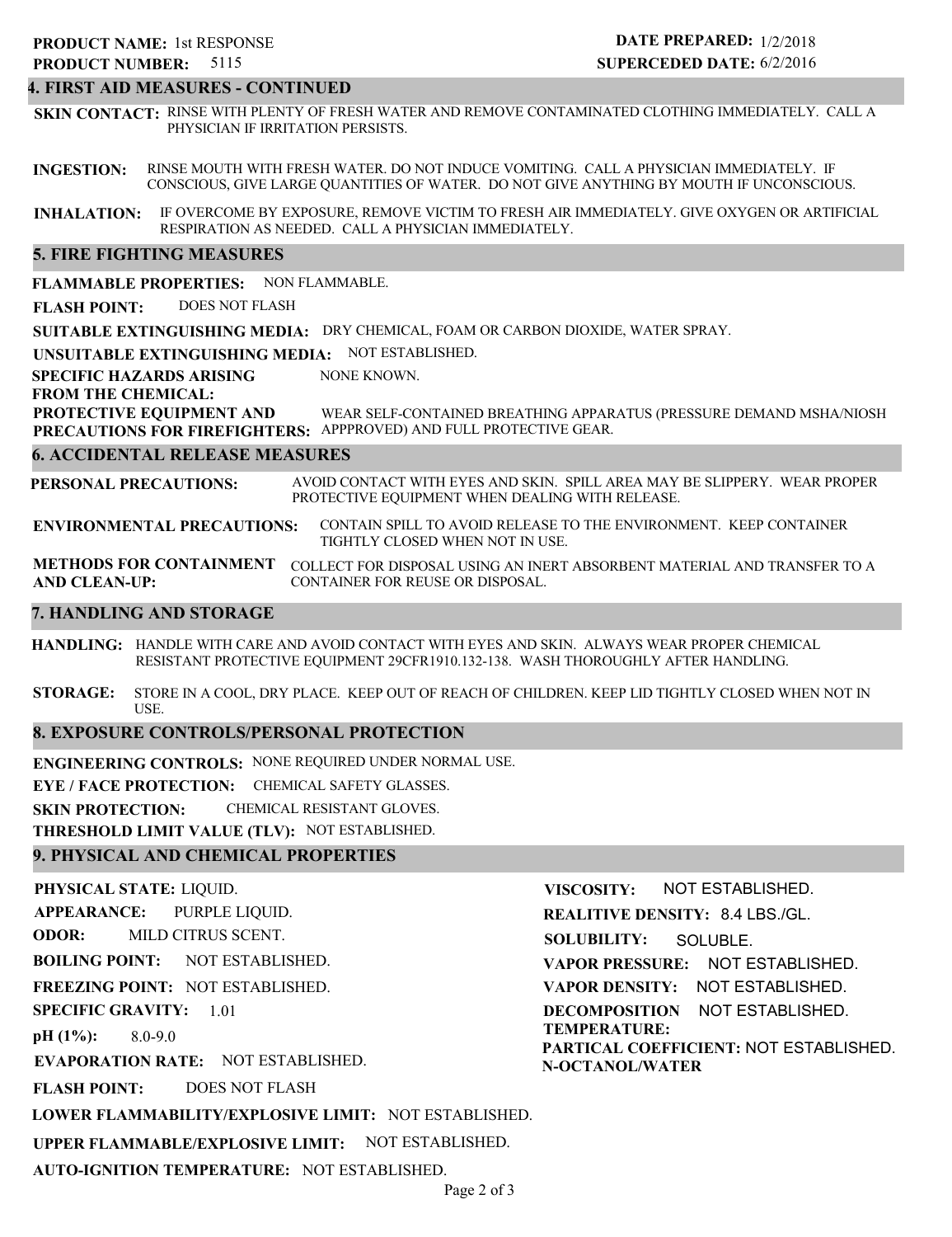**PRODUCT NAME:** 1st RESPONSE
**PRODUCT NUMBER:** 5115

**DATE PREPARED:** 1/2/2018
**SUPERCEDED DATE:** 6/2/2016

## 4. FIRST AID MEASURES - CONTINUED

**SKIN CONTACT:** RINSE WITH PLENTY OF FRESH WATER AND REMOVE CONTAMINATED CLOTHING IMMEDIATELY. CALL A PHYSICIAN IF IRRITATION PERSISTS.

**INGESTION:** RINSE MOUTH WITH FRESH WATER. DO NOT INDUCE VOMITING. CALL A PHYSICIAN IMMEDIATELY. IF CONSCIOUS, GIVE LARGE QUANTITIES OF WATER. DO NOT GIVE ANYTHING BY MOUTH IF UNCONSCIOUS.

**INHALATION:** IF OVERCOME BY EXPOSURE, REMOVE VICTIM TO FRESH AIR IMMEDIATELY. GIVE OXYGEN OR ARTIFICIAL RESPIRATION AS NEEDED. CALL A PHYSICIAN IMMEDIATELY.

## 5. FIRE FIGHTING MEASURES

**FLAMMABLE PROPERTIES:** NON FLAMMABLE.

**FLASH POINT:** DOES NOT FLASH

**SUITABLE EXTINGUISHING MEDIA:** DRY CHEMICAL, FOAM OR CARBON DIOXIDE, WATER SPRAY.

**UNSUITABLE EXTINGUISHING MEDIA:** NOT ESTABLISHED.

**SPECIFIC HAZARDS ARISING FROM THE CHEMICAL:** NONE KNOWN.

**PROTECTIVE EQUIPMENT AND PRECAUTIONS FOR FIREFIGHTERS:** WEAR SELF-CONTAINED BREATHING APPARATUS (PRESSURE DEMAND MSHA/NIOSH APPPROVED) AND FULL PROTECTIVE GEAR.

## 6. ACCIDENTAL RELEASE MEASURES

**PERSONAL PRECAUTIONS:** AVOID CONTACT WITH EYES AND SKIN. SPILL AREA MAY BE SLIPPERY. WEAR PROPER PROTECTIVE EQUIPMENT WHEN DEALING WITH RELEASE.

**ENVIRONMENTAL PRECAUTIONS:** CONTAIN SPILL TO AVOID RELEASE TO THE ENVIRONMENT. KEEP CONTAINER TIGHTLY CLOSED WHEN NOT IN USE.

**METHODS FOR CONTAINMENT AND CLEAN-UP:** COLLECT FOR DISPOSAL USING AN INERT ABSORBENT MATERIAL AND TRANSFER TO A CONTAINER FOR REUSE OR DISPOSAL.

## 7. HANDLING AND STORAGE

**HANDLING:** HANDLE WITH CARE AND AVOID CONTACT WITH EYES AND SKIN. ALWAYS WEAR PROPER CHEMICAL RESISTANT PROTECTIVE EQUIPMENT 29CFR1910.132-138. WASH THOROUGHLY AFTER HANDLING.

**STORAGE:** STORE IN A COOL, DRY PLACE. KEEP OUT OF REACH OF CHILDREN. KEEP LID TIGHTLY CLOSED WHEN NOT IN USE.

## 8. EXPOSURE CONTROLS/PERSONAL PROTECTION

**ENGINEERING CONTROLS:** NONE REQUIRED UNDER NORMAL USE.

**EYE / FACE PROTECTION:** CHEMICAL SAFETY GLASSES.

**SKIN PROTECTION:** CHEMICAL RESISTANT GLOVES.

**THRESHOLD LIMIT VALUE (TLV):** NOT ESTABLISHED.

## 9. PHYSICAL AND CHEMICAL PROPERTIES

**PHYSICAL STATE:** LIQUID.

**APPEARANCE:** PURPLE LIQUID.

**ODOR:** MILD CITRUS SCENT.

**BOILING POINT:** NOT ESTABLISHED.

**FREEZING POINT:** NOT ESTABLISHED.

**SPECIFIC GRAVITY:** 1.01

**pH (1%):** 8.0-9.0

**EVAPORATION RATE:** NOT ESTABLISHED.

**FLASH POINT:** DOES NOT FLASH

**LOWER FLAMMABILITY/EXPLOSIVE LIMIT:** NOT ESTABLISHED.

**UPPER FLAMMABLE/EXPLOSIVE LIMIT:** NOT ESTABLISHED.

**AUTO-IGNITION TEMPERATURE:** NOT ESTABLISHED.

**VISCOSITY:** NOT ESTABLISHED.

**REALITIVE DENSITY:** 8.4 LBS./GL.

**SOLUBILITY:** SOLUBLE.

**VAPOR PRESSURE:** NOT ESTABLISHED.

**VAPOR DENSITY:** NOT ESTABLISHED.

**DECOMPOSITION TEMPERATURE:** NOT ESTABLISHED.

**PARTICAL COEFFICIENT: N-OCTANOL/WATER** NOT ESTABLISHED.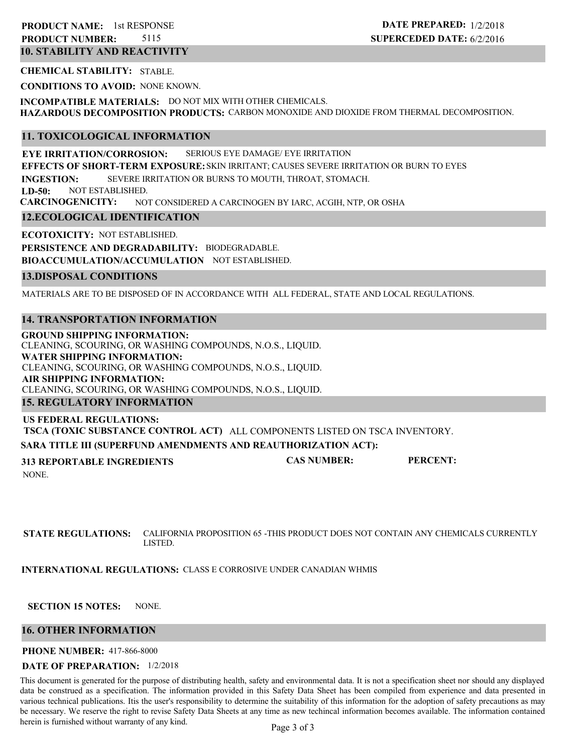**PRODUCT NAME:** 1st RESPONSE
**PRODUCT NUMBER:** 5115
**DATE PREPARED:** 1/2/2018
**SUPERCEDED DATE:** 6/2/2016

## 10. STABILITY AND REACTIVITY

**CHEMICAL STABILITY:** STABLE.

**CONDITIONS TO AVOID:** NONE KNOWN.

**INCOMPATIBLE MATERIALS:** DO NOT MIX WITH OTHER CHEMICALS.

**HAZARDOUS DECOMPOSITION PRODUCTS:** CARBON MONOXIDE AND DIOXIDE FROM THERMAL DECOMPOSITION.

## 11. TOXICOLOGICAL INFORMATION

**EYE IRRITATION/CORROSION:** SERIOUS EYE DAMAGE/ EYE IRRITATION

**EFFECTS OF SHORT-TERM EXPOSURE:** SKIN IRRITANT; CAUSES SEVERE IRRITATION OR BURN TO EYES

**INGESTION:** SEVERE IRRITATION OR BURNS TO MOUTH, THROAT, STOMACH.

**LD-50:** NOT ESTABLISHED.

**CARCINOGENICITY:** NOT CONSIDERED A CARCINOGEN BY IARC, ACGIH, NTP, OR OSHA

## 12.ECOLOGICAL IDENTIFICATION

**ECOTOXICITY:** NOT ESTABLISHED.

**PERSISTENCE AND DEGRADABILITY:** BIODEGRADABLE.

**BIOACCUMULATION/ACCUMULATION** NOT ESTABLISHED.

## 13.DISPOSAL CONDITIONS

MATERIALS ARE TO BE DISPOSED OF IN ACCORDANCE WITH ALL FEDERAL, STATE AND LOCAL REGULATIONS.

## 14. TRANSPORTATION INFORMATION

**GROUND SHIPPING INFORMATION:**
CLEANING, SCOURING, OR WASHING COMPOUNDS, N.O.S., LIQUID.

**WATER SHIPPING INFORMATION:**
CLEANING, SCOURING, OR WASHING COMPOUNDS, N.O.S., LIQUID.

**AIR SHIPPING INFORMATION:**
CLEANING, SCOURING, OR WASHING COMPOUNDS, N.O.S., LIQUID.

## 15. REGULATORY INFORMATION

**US FEDERAL REGULATIONS:**

**TSCA (TOXIC SUBSTANCE CONTROL ACT)** ALL COMPONENTS LISTED ON TSCA INVENTORY.

**SARA TITLE III (SUPERFUND AMENDMENTS AND REAUTHORIZATION ACT):**

| 313 REPORTABLE INGREDIENTS | CAS NUMBER: | PERCENT: |
|---|---|---|
| NONE. | | |

**STATE REGULATIONS:** CALIFORNIA PROPOSITION 65 -THIS PRODUCT DOES NOT CONTAIN ANY CHEMICALS CURRENTLY LISTED.

**INTERNATIONAL REGULATIONS:** CLASS E CORROSIVE UNDER CANADIAN WHMIS

**SECTION 15 NOTES:** NONE.

## 16. OTHER INFORMATION

**PHONE NUMBER:** 417-866-8000

**DATE OF PREPARATION:** 1/2/2018

This document is generated for the purpose of distributing health, safety and environmental data. It is not a specification sheet nor should any displayed data be construed as a specification. The information provided in this Safety Data Sheet has been compiled from experience and data presented in various technical publications. Itis the user's responsibility to determine the suitability of this information for the adoption of safety precautions as may be necessary. We reserve the right to revise Safety Data Sheets at any time as new techincal information becomes available. The information contained herein is furnished without warranty of any kind.